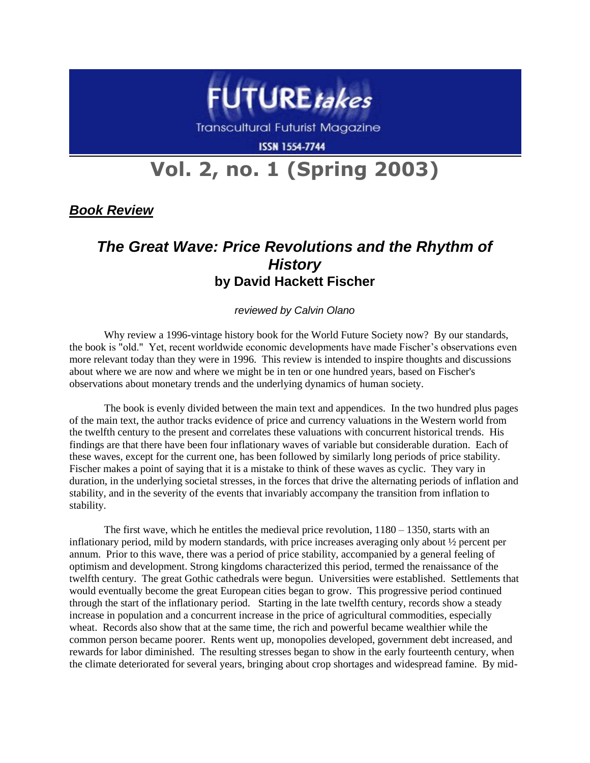# FUTURE*takes*

Transcultural Futurist Magazine

ISSN 1554-7744

## Vol. 2, no. 1 (Spring 2003)

***Book Review***

## ***The Great Wave: Price Revolutions and the Rhythm of History*** **by David Hackett Fischer**

*reviewed by Calvin Olano*

Why review a 1996-vintage history book for the World Future Society now? By our standards, the book is "old." Yet, recent worldwide economic developments have made Fischer's observations even more relevant today than they were in 1996. This review is intended to inspire thoughts and discussions about where we are now and where we might be in ten or one hundred years, based on Fischer's observations about monetary trends and the underlying dynamics of human society.

The book is evenly divided between the main text and appendices. In the two hundred plus pages of the main text, the author tracks evidence of price and currency valuations in the Western world from the twelfth century to the present and correlates these valuations with concurrent historical trends. His findings are that there have been four inflationary waves of variable but considerable duration. Each of these waves, except for the current one, has been followed by similarly long periods of price stability. Fischer makes a point of saying that it is a mistake to think of these waves as cyclic. They vary in duration, in the underlying societal stresses, in the forces that drive the alternating periods of inflation and stability, and in the severity of the events that invariably accompany the transition from inflation to stability.

The first wave, which he entitles the medieval price revolution, 1180 – 1350, starts with an inflationary period, mild by modern standards, with price increases averaging only about ½ percent per annum. Prior to this wave, there was a period of price stability, accompanied by a general feeling of optimism and development. Strong kingdoms characterized this period, termed the renaissance of the twelfth century. The great Gothic cathedrals were begun. Universities were established. Settlements that would eventually become the great European cities began to grow. This progressive period continued through the start of the inflationary period. Starting in the late twelfth century, records show a steady increase in population and a concurrent increase in the price of agricultural commodities, especially wheat. Records also show that at the same time, the rich and powerful became wealthier while the common person became poorer. Rents went up, monopolies developed, government debt increased, and rewards for labor diminished. The resulting stresses began to show in the early fourteenth century, when the climate deteriorated for several years, bringing about crop shortages and widespread famine. By mid-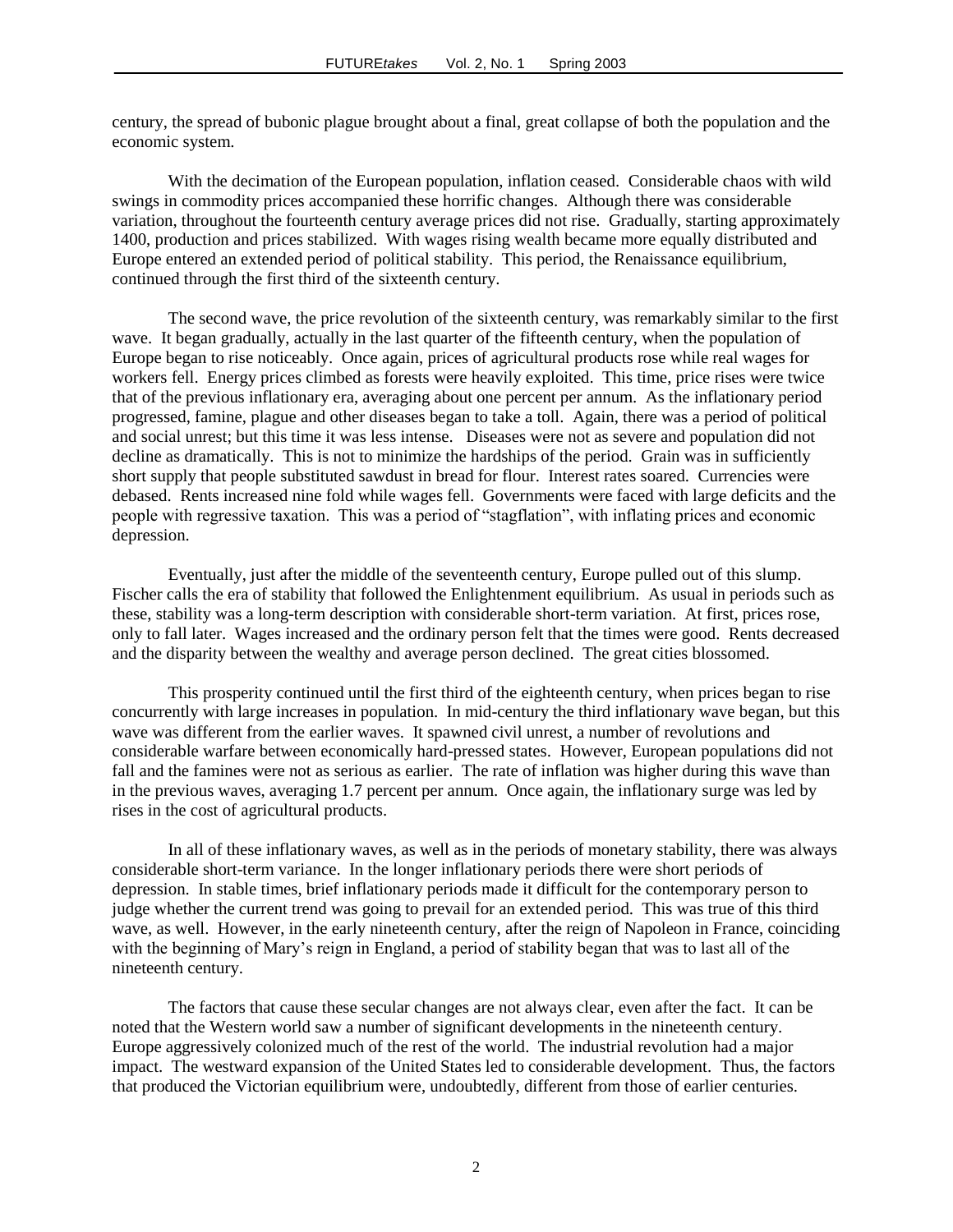century, the spread of bubonic plague brought about a final, great collapse of both the population and the economic system.

With the decimation of the European population, inflation ceased. Considerable chaos with wild swings in commodity prices accompanied these horrific changes. Although there was considerable variation, throughout the fourteenth century average prices did not rise. Gradually, starting approximately 1400, production and prices stabilized. With wages rising wealth became more equally distributed and Europe entered an extended period of political stability. This period, the Renaissance equilibrium, continued through the first third of the sixteenth century.

The second wave, the price revolution of the sixteenth century, was remarkably similar to the first wave. It began gradually, actually in the last quarter of the fifteenth century, when the population of Europe began to rise noticeably. Once again, prices of agricultural products rose while real wages for workers fell. Energy prices climbed as forests were heavily exploited. This time, price rises were twice that of the previous inflationary era, averaging about one percent per annum. As the inflationary period progressed, famine, plague and other diseases began to take a toll. Again, there was a period of political and social unrest; but this time it was less intense. Diseases were not as severe and population did not decline as dramatically. This is not to minimize the hardships of the period. Grain was in sufficiently short supply that people substituted sawdust in bread for flour. Interest rates soared. Currencies were debased. Rents increased nine fold while wages fell. Governments were faced with large deficits and the people with regressive taxation. This was a period of "stagflation", with inflating prices and economic depression.

Eventually, just after the middle of the seventeenth century, Europe pulled out of this slump. Fischer calls the era of stability that followed the Enlightenment equilibrium. As usual in periods such as these, stability was a long-term description with considerable short-term variation. At first, prices rose, only to fall later. Wages increased and the ordinary person felt that the times were good. Rents decreased and the disparity between the wealthy and average person declined. The great cities blossomed.

This prosperity continued until the first third of the eighteenth century, when prices began to rise concurrently with large increases in population. In mid-century the third inflationary wave began, but this wave was different from the earlier waves. It spawned civil unrest, a number of revolutions and considerable warfare between economically hard-pressed states. However, European populations did not fall and the famines were not as serious as earlier. The rate of inflation was higher during this wave than in the previous waves, averaging 1.7 percent per annum. Once again, the inflationary surge was led by rises in the cost of agricultural products.

In all of these inflationary waves, as well as in the periods of monetary stability, there was always considerable short-term variance. In the longer inflationary periods there were short periods of depression. In stable times, brief inflationary periods made it difficult for the contemporary person to judge whether the current trend was going to prevail for an extended period. This was true of this third wave, as well. However, in the early nineteenth century, after the reign of Napoleon in France, coinciding with the beginning of Mary's reign in England, a period of stability began that was to last all of the nineteenth century.

The factors that cause these secular changes are not always clear, even after the fact. It can be noted that the Western world saw a number of significant developments in the nineteenth century. Europe aggressively colonized much of the rest of the world. The industrial revolution had a major impact. The westward expansion of the United States led to considerable development. Thus, the factors that produced the Victorian equilibrium were, undoubtedly, different from those of earlier centuries.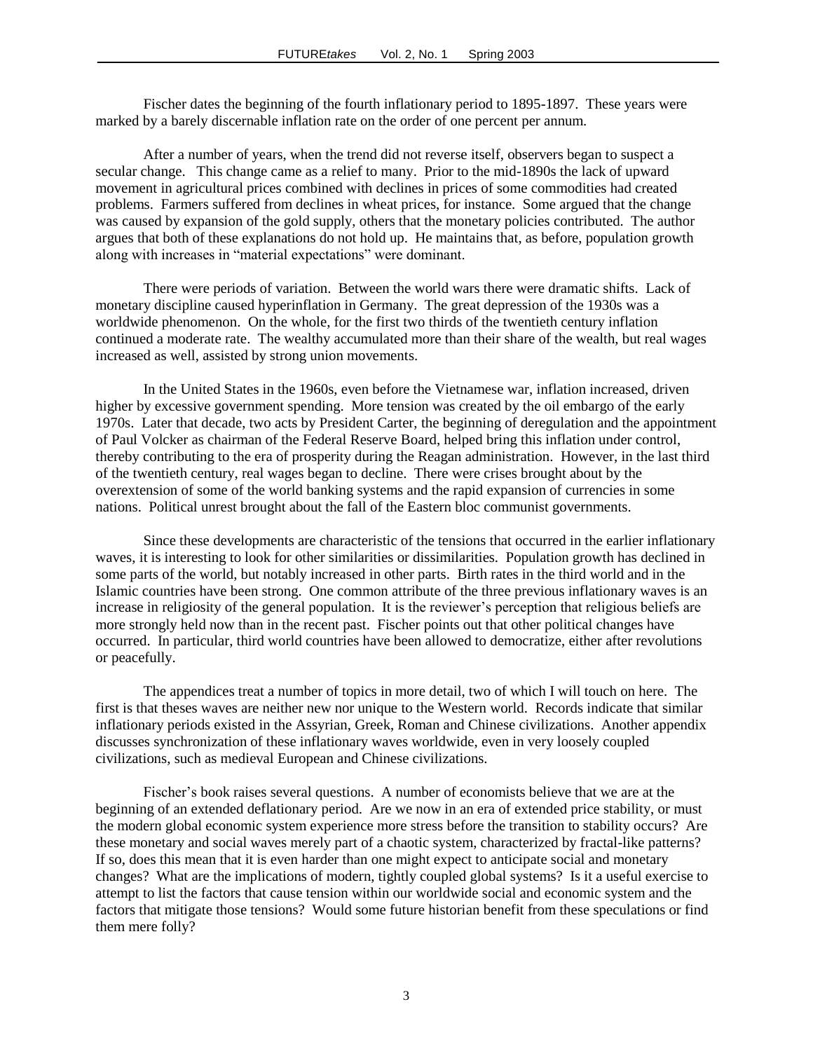Fischer dates the beginning of the fourth inflationary period to 1895-1897. These years were marked by a barely discernable inflation rate on the order of one percent per annum.

After a number of years, when the trend did not reverse itself, observers began to suspect a secular change. This change came as a relief to many. Prior to the mid-1890s the lack of upward movement in agricultural prices combined with declines in prices of some commodities had created problems. Farmers suffered from declines in wheat prices, for instance. Some argued that the change was caused by expansion of the gold supply, others that the monetary policies contributed. The author argues that both of these explanations do not hold up. He maintains that, as before, population growth along with increases in "material expectations" were dominant.

There were periods of variation. Between the world wars there were dramatic shifts. Lack of monetary discipline caused hyperinflation in Germany. The great depression of the 1930s was a worldwide phenomenon. On the whole, for the first two thirds of the twentieth century inflation continued a moderate rate. The wealthy accumulated more than their share of the wealth, but real wages increased as well, assisted by strong union movements.

In the United States in the 1960s, even before the Vietnamese war, inflation increased, driven higher by excessive government spending. More tension was created by the oil embargo of the early 1970s. Later that decade, two acts by President Carter, the beginning of deregulation and the appointment of Paul Volcker as chairman of the Federal Reserve Board, helped bring this inflation under control, thereby contributing to the era of prosperity during the Reagan administration. However, in the last third of the twentieth century, real wages began to decline. There were crises brought about by the overextension of some of the world banking systems and the rapid expansion of currencies in some nations. Political unrest brought about the fall of the Eastern bloc communist governments.

Since these developments are characteristic of the tensions that occurred in the earlier inflationary waves, it is interesting to look for other similarities or dissimilarities. Population growth has declined in some parts of the world, but notably increased in other parts. Birth rates in the third world and in the Islamic countries have been strong. One common attribute of the three previous inflationary waves is an increase in religiosity of the general population. It is the reviewer's perception that religious beliefs are more strongly held now than in the recent past. Fischer points out that other political changes have occurred. In particular, third world countries have been allowed to democratize, either after revolutions or peacefully.

The appendices treat a number of topics in more detail, two of which I will touch on here. The first is that theses waves are neither new nor unique to the Western world. Records indicate that similar inflationary periods existed in the Assyrian, Greek, Roman and Chinese civilizations. Another appendix discusses synchronization of these inflationary waves worldwide, even in very loosely coupled civilizations, such as medieval European and Chinese civilizations.

Fischer's book raises several questions. A number of economists believe that we are at the beginning of an extended deflationary period. Are we now in an era of extended price stability, or must the modern global economic system experience more stress before the transition to stability occurs? Are these monetary and social waves merely part of a chaotic system, characterized by fractal-like patterns? If so, does this mean that it is even harder than one might expect to anticipate social and monetary changes? What are the implications of modern, tightly coupled global systems? Is it a useful exercise to attempt to list the factors that cause tension within our worldwide social and economic system and the factors that mitigate those tensions? Would some future historian benefit from these speculations or find them mere folly?